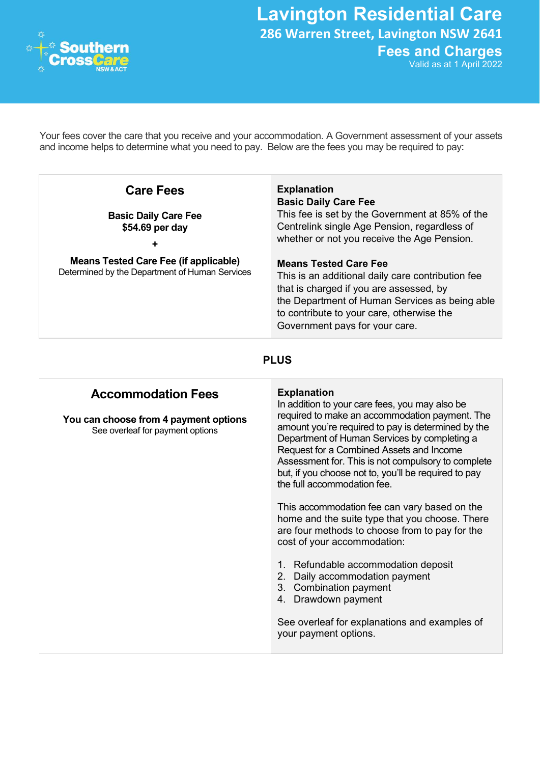# Lavington Residential Care

## 286 Warren Street, Lavington NSW 2641

## Fees and Charges

Valid as at 1 April 2022

Your fees cover the care that you receive and your accommodation. A Government assessment of your assets and income helps to determine what you need to pay. Below are the fees you may be required to pay:

| Care Fees | Explanation |
|---|---|
| **Basic Daily Care Fee** **$54.69 per day** + **Means Tested Care Fee (if applicable)** Determined by the Department of Human Services | **Basic Daily Care Fee** This fee is set by the Government at 85% of the Centrelink single Age Pension, regardless of whether or not you receive the Age Pension. **Means Tested Care Fee** This is an additional daily care contribution fee that is charged if you are assessed, by the Department of Human Services as being able to contribute to your care, otherwise the Government pays for your care. |

**PLUS**

| Accommodation Fees | Explanation |
|---|---|
| **You can choose from 4 payment options** See overleaf for payment options | In addition to your care fees, you may also be required to make an accommodation payment. The amount you're required to pay is determined by the Department of Human Services by completing a Request for a Combined Assets and Income Assessment for. This is not compulsory to complete but, if you choose not to, you'll be required to pay the full accommodation fee. This accommodation fee can vary based on the home and the suite type that you choose. There are four methods to choose from to pay for the cost of your accommodation: 1. Refundable accommodation deposit 2. Daily accommodation payment 3. Combination payment 4. Drawdown payment See overleaf for explanations and examples of your payment options. |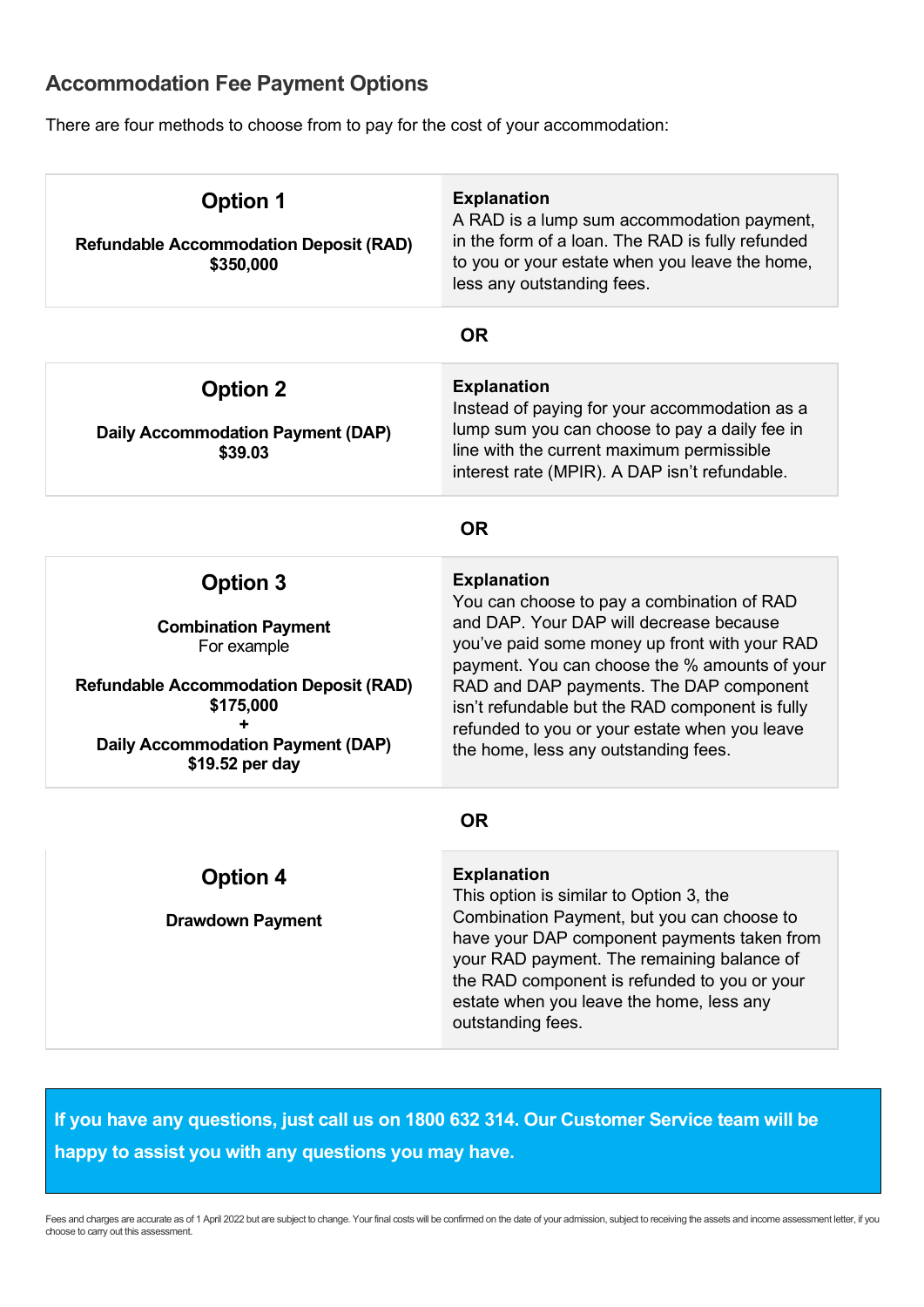## Accommodation Fee Payment Options

There are four methods to choose from to pay for the cost of your accommodation:

| | |
|---|---|
| **Option 1**<br><br>**Refundable Accommodation Deposit (RAD)**<br>**$350,000** | **Explanation**<br>A RAD is a lump sum accommodation payment, in the form of a loan. The RAD is fully refunded to you or your estate when you leave the home, less any outstanding fees. |

**OR**

| | |
|---|---|
| **Option 2**<br><br>**Daily Accommodation Payment (DAP)**<br>**$39.03** | **Explanation**<br>Instead of paying for your accommodation as a lump sum you can choose to pay a daily fee in line with the current maximum permissible interest rate (MPIR). A DAP isn't refundable. |

**OR**

| | |
|---|---|
| **Option 3**<br><br>**Combination Payment**<br>For example<br><br>**Refundable Accommodation Deposit (RAD)**<br>**$175,000**<br>**+**<br>**Daily Accommodation Payment (DAP)**<br>**$19.52 per day** | **Explanation**<br>You can choose to pay a combination of RAD and DAP. Your DAP will decrease because you've paid some money up front with your RAD payment. You can choose the % amounts of your RAD and DAP payments. The DAP component isn't refundable but the RAD component is fully refunded to you or your estate when you leave the home, less any outstanding fees. |

**OR**

| | |
|---|---|
| **Option 4**<br><br>**Drawdown Payment** | **Explanation**<br>This option is similar to Option 3, the Combination Payment, but you can choose to have your DAP component payments taken from your RAD payment. The remaining balance of the RAD component is refunded to you or your estate when you leave the home, less any outstanding fees. |

**If you have any questions, just call us on 1800 632 314. Our Customer Service team will be happy to assist you with any questions you may have.**

Fees and charges are accurate as of 1 April 2022 but are subject to change. Your final costs will be confirmed on the date of your admission, subject to receiving the assets and income assessment letter, if you choose to carry out this assessment.